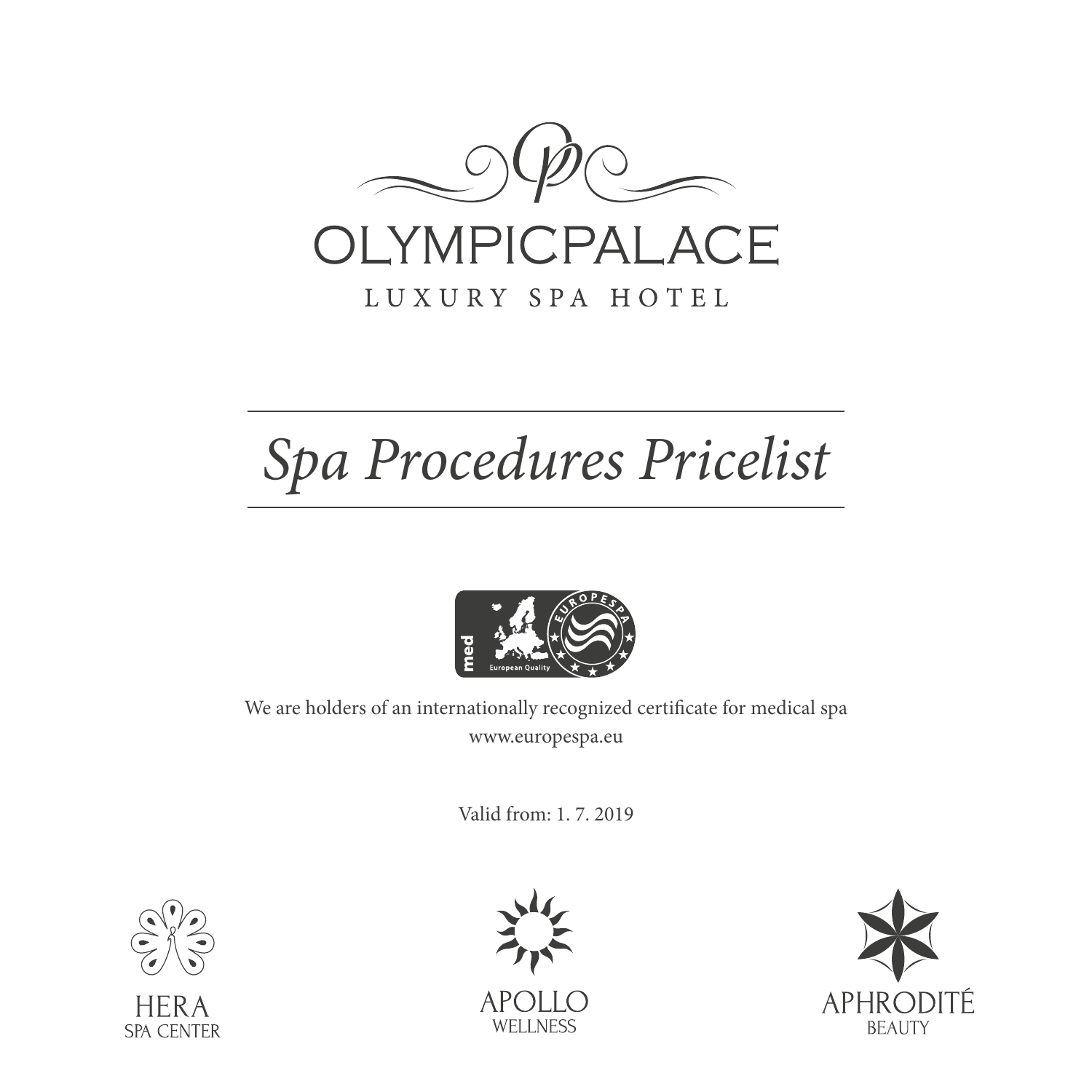# OLYMPICPALACE

LUXURY SPA HOTEL

## *Spa Procedures Pricelist*

med

European Quality

EUROPESPA

We are holders of an internationally recognized certificate for medical spa

www.europespa.eu

Valid from: 1. 7. 2019

HERA
SPA CENTER

APOLLO
WELLNESS

APHRODITÉ
BEAUTY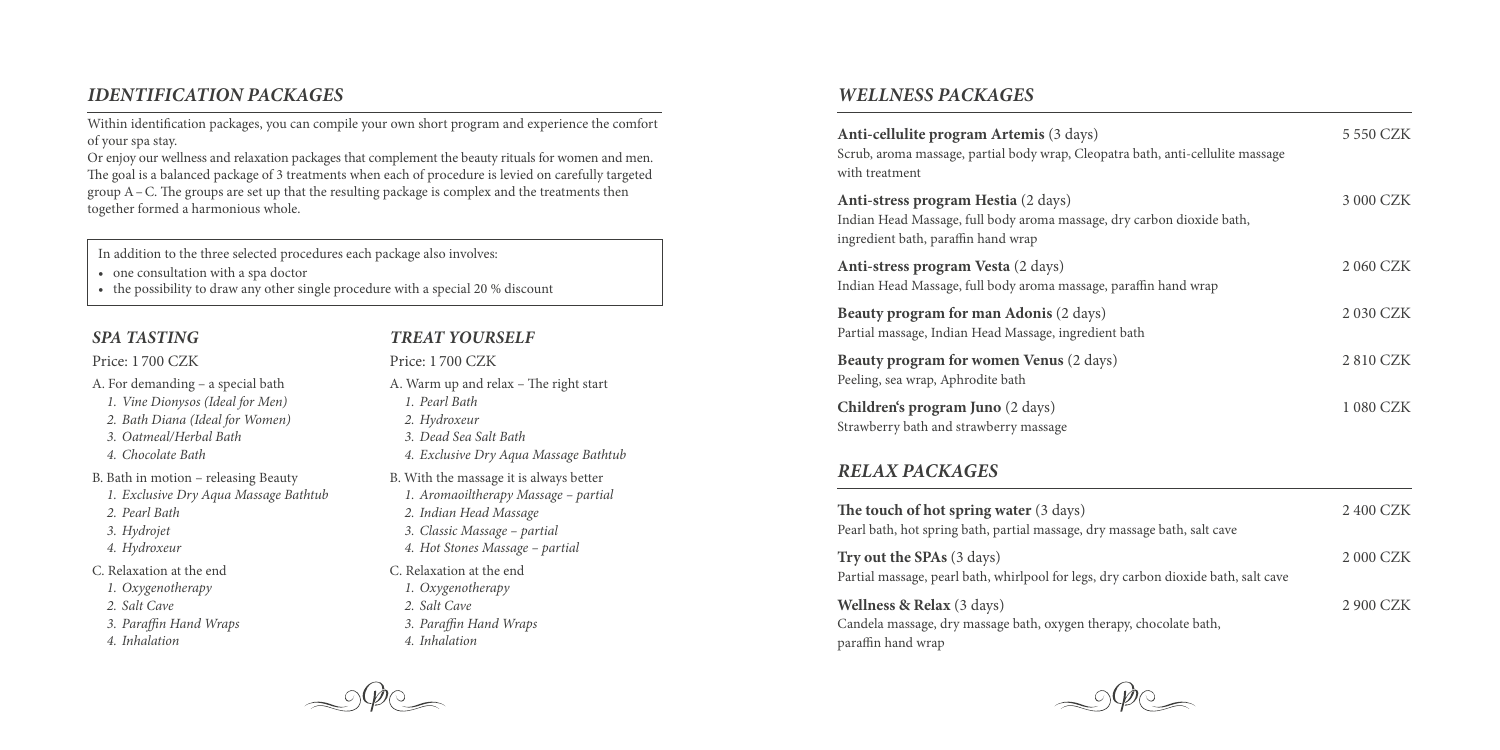## *IDENTIFICATION PACKAGES*

Within identification packages, you can compile your own short program and experience the comfort of your spa stay.
Or enjoy our wellness and relaxation packages that complement the beauty rituals for women and men. The goal is a balanced package of 3 treatments when each of procedure is levied on carefully targeted group A – C. The groups are set up that the resulting package is complex and the treatments then together formed a harmonious whole.

In addition to the three selected procedures each package also involves:

- one consultation with a spa doctor
- the possibility to draw any other single procedure with a special 20 % discount

### *SPA TASTING*

Price: 1 700 CZK

A. For demanding – a special bath
1. *Vine Dionysos (Ideal for Men)*
2. *Bath Diana (Ideal for Women)*
3. *Oatmeal/Herbal Bath*
4. *Chocolate Bath*

B. Bath in motion – releasing Beauty
1. *Exclusive Dry Aqua Massage Bathtub*
2. *Pearl Bath*
3. *Hydrojet*
4. *Hydroxeur*

C. Relaxation at the end
1. *Oxygenotherapy*
2. *Salt Cave*
3. *Paraffin Hand Wraps*
4. *Inhalation*

### *TREAT YOURSELF*

Price: 1 700 CZK

A. Warm up and relax – The right start
1. *Pearl Bath*
2. *Hydroxeur*
3. *Dead Sea Salt Bath*
4. *Exclusive Dry Aqua Massage Bathtub*

B. With the massage it is always better
1. *Aromaoiltherapy Massage – partial*
2. *Indian Head Massage*
3. *Classic Massage – partial*
4. *Hot Stones Massage – partial*

C. Relaxation at the end
1. *Oxygenotherapy*
2. *Salt Cave*
3. *Paraffin Hand Wraps*
4. *Inhalation*

## *WELLNESS PACKAGES*

| | |
|---|---|
| **Anti-cellulite program Artemis** (3 days)<br>Scrub, aroma massage, partial body wrap, Cleopatra bath, anti-cellulite massage with treatment | 5 550 CZK |
| **Anti-stress program Hestia** (2 days)<br>Indian Head Massage, full body aroma massage, dry carbon dioxide bath, ingredient bath, paraffin hand wrap | 3 000 CZK |
| **Anti-stress program Vesta** (2 days)<br>Indian Head Massage, full body aroma massage, paraffin hand wrap | 2 060 CZK |
| **Beauty program for man Adonis** (2 days)<br>Partial massage, Indian Head Massage, ingredient bath | 2 030 CZK |
| **Beauty program for women Venus** (2 days)<br>Peeling, sea wrap, Aphrodite bath | 2 810 CZK |
| **Children's program Juno** (2 days)<br>Strawberry bath and strawberry massage | 1 080 CZK |

## *RELAX PACKAGES*

| | |
|---|---|
| **The touch of hot spring water** (3 days)<br>Pearl bath, hot spring bath, partial massage, dry massage bath, salt cave | 2 400 CZK |
| **Try out the SPAs** (3 days)<br>Partial massage, pearl bath, whirlpool for legs, dry carbon dioxide bath, salt cave | 2 000 CZK |
| **Wellness & Relax** (3 days)<br>Candela massage, dry massage bath, oxygen therapy, chocolate bath, paraffin hand wrap | 2 900 CZK |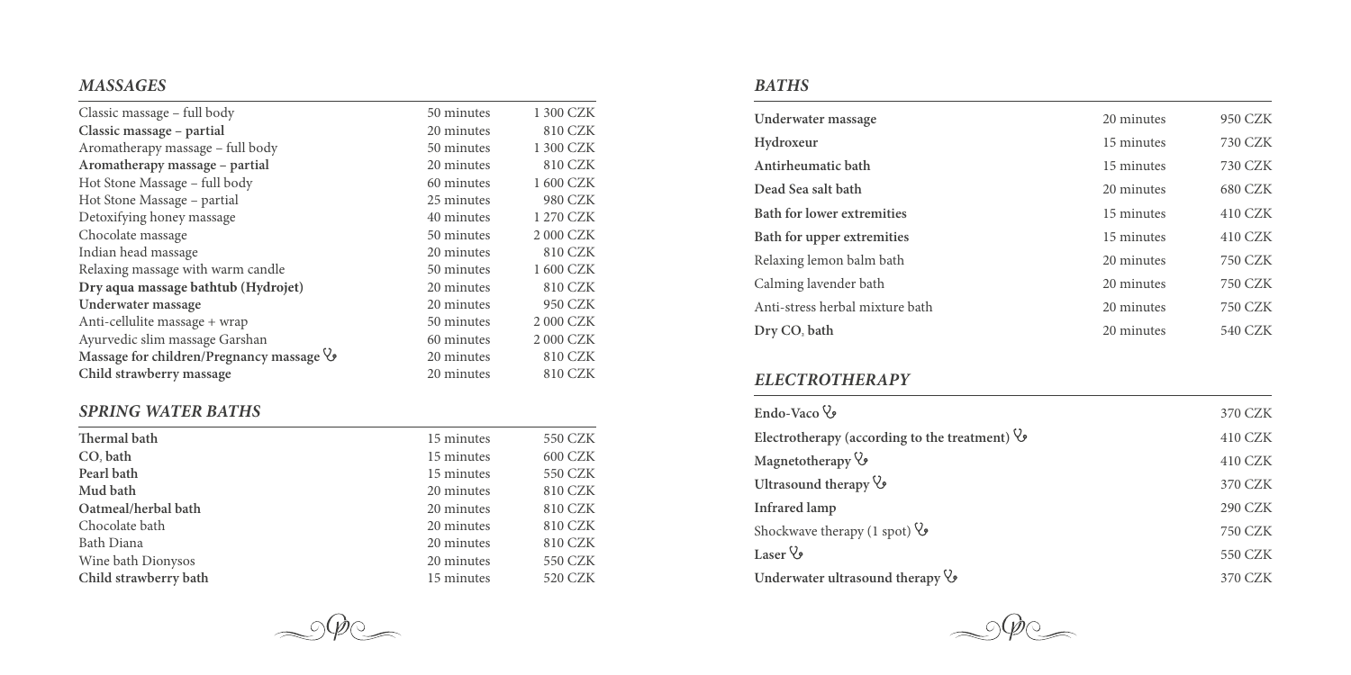## *MASSAGES*

| | | |
|---|---|---|
| Classic massage – full body | 50 minutes | 1 300 CZK |
| **Classic massage – partial** | 20 minutes | 810 CZK |
| Aromatherapy massage – full body | 50 minutes | 1 300 CZK |
| **Aromatherapy massage – partial** | 20 minutes | 810 CZK |
| Hot Stone Massage – full body | 60 minutes | 1 600 CZK |
| Hot Stone Massage – partial | 25 minutes | 980 CZK |
| Detoxifying honey massage | 40 minutes | 1 270 CZK |
| Chocolate massage | 50 minutes | 2 000 CZK |
| Indian head massage | 20 minutes | 810 CZK |
| Relaxing massage with warm candle | 50 minutes | 1 600 CZK |
| **Dry aqua massage bathtub (Hydrojet)** | 20 minutes | 810 CZK |
| **Underwater massage** | 20 minutes | 950 CZK |
| Anti-cellulite massage + wrap | 50 minutes | 2 000 CZK |
| Ayurvedic slim massage Garshan | 60 minutes | 2 000 CZK |
| **Massage for children/Pregnancy massage** | 20 minutes | 810 CZK |
| **Child strawberry massage** | 20 minutes | 810 CZK |

## *SPRING WATER BATHS*

| | | |
|---|---|---|
| **Thermal bath** | 15 minutes | 550 CZK |
| **$CO_2$ bath** | 15 minutes | 600 CZK |
| **Pearl bath** | 15 minutes | 550 CZK |
| **Mud bath** | 20 minutes | 810 CZK |
| **Oatmeal/herbal bath** | 20 minutes | 810 CZK |
| Chocolate bath | 20 minutes | 810 CZK |
| Bath Diana | 20 minutes | 810 CZK |
| Wine bath Dionysos | 20 minutes | 550 CZK |
| **Child strawberry bath** | 15 minutes | 520 CZK |

## *BATHS*

| | | |
|---|---|---|
| **Underwater massage** | 20 minutes | 950 CZK |
| **Hydroxeur** | 15 minutes | 730 CZK |
| **Antirheumatic bath** | 15 minutes | 730 CZK |
| **Dead Sea salt bath** | 20 minutes | 680 CZK |
| **Bath for lower extremities** | 15 minutes | 410 CZK |
| **Bath for upper extremities** | 15 minutes | 410 CZK |
| Relaxing lemon balm bath | 20 minutes | 750 CZK |
| Calming lavender bath | 20 minutes | 750 CZK |
| Anti-stress herbal mixture bath | 20 minutes | 750 CZK |
| **Dry $CO_2$ bath** | 20 minutes | 540 CZK |

## *ELECTROTHERAPY*

| | |
|---|---|
| **Endo-Vaco** | 370 CZK |
| **Electrotherapy (according to the treatment)** | 410 CZK |
| **Magnetotherapy** | 410 CZK |
| **Ultrasound therapy** | 370 CZK |
| **Infrared lamp** | 290 CZK |
| Shockwave therapy (1 spot) | 750 CZK |
| **Laser** | 550 CZK |
| **Underwater ultrasound therapy** | 370 CZK |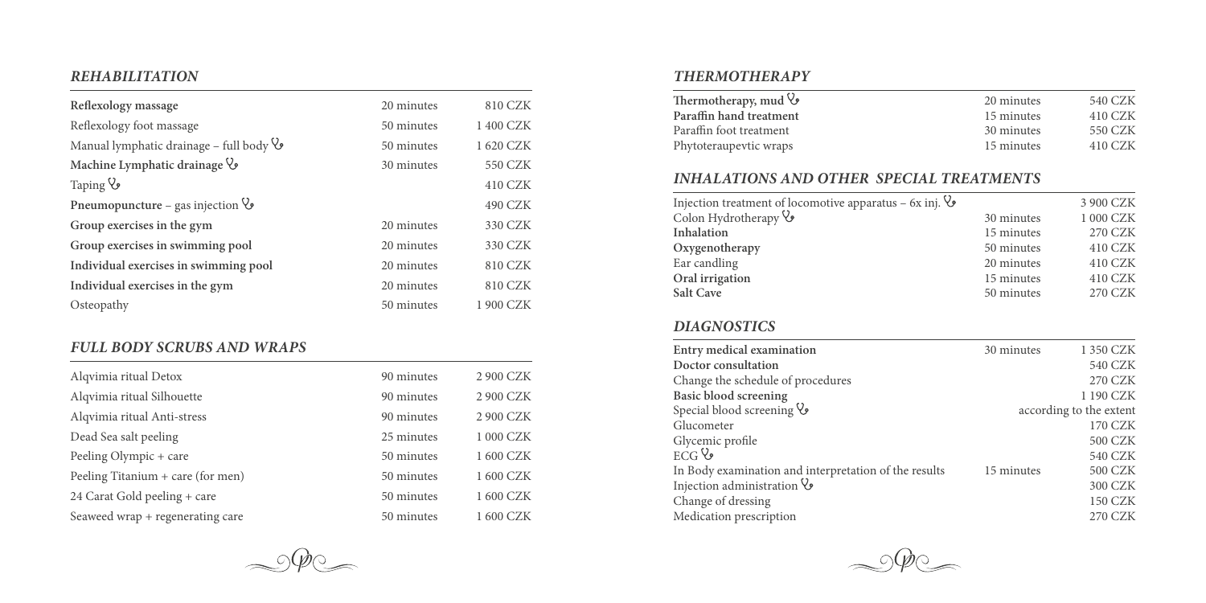## *REHABILITATION*

| | | |
|---|---|---|
| **Reflexology massage** | 20 minutes | 810 CZK |
| Reflexology foot massage | 50 minutes | 1 400 CZK |
| Manual lymphatic drainage – full body ⚕ | 50 minutes | 1 620 CZK |
| **Machine Lymphatic drainage** ⚕ | 30 minutes | 550 CZK |
| Taping ⚕ | | 410 CZK |
| **Pneumopuncture** – gas injection ⚕ | | 490 CZK |
| **Group exercises in the gym** | 20 minutes | 330 CZK |
| **Group exercises in swimming pool** | 20 minutes | 330 CZK |
| **Individual exercises in swimming pool** | 20 minutes | 810 CZK |
| **Individual exercises in the gym** | 20 minutes | 810 CZK |
| Osteopathy | 50 minutes | 1 900 CZK |

## *FULL BODY SCRUBS AND WRAPS*

| | | |
|---|---|---|
| Alqvimia ritual Detox | 90 minutes | 2 900 CZK |
| Alqvimia ritual Silhouette | 90 minutes | 2 900 CZK |
| Alqvimia ritual Anti-stress | 90 minutes | 2 900 CZK |
| Dead Sea salt peeling | 25 minutes | 1 000 CZK |
| Peeling Olympic + care | 50 minutes | 1 600 CZK |
| Peeling Titanium + care (for men) | 50 minutes | 1 600 CZK |
| 24 Carat Gold peeling + care | 50 minutes | 1 600 CZK |
| Seaweed wrap + regenerating care | 50 minutes | 1 600 CZK |

## *THERMOTHERAPY*

| | | |
|---|---|---|
| **Thermotherapy, mud** ⚕ | 20 minutes | 540 CZK |
| **Paraffin hand treatment** | 15 minutes | 410 CZK |
| Paraffin foot treatment | 30 minutes | 550 CZK |
| Phytoteraupevtic wraps | 15 minutes | 410 CZK |

## *INHALATIONS AND OTHER SPECIAL TREATMENTS*

| | | |
|---|---|---|
| Injection treatment of locomotive apparatus – 6x inj. ⚕ | | 3 900 CZK |
| Colon Hydrotherapy ⚕ | 30 minutes | 1 000 CZK |
| **Inhalation** | 15 minutes | 270 CZK |
| **Oxygenotherapy** | 50 minutes | 410 CZK |
| Ear candling | 20 minutes | 410 CZK |
| **Oral irrigation** | 15 minutes | 410 CZK |
| **Salt Cave** | 50 minutes | 270 CZK |

## *DIAGNOSTICS*

| | | |
|---|---|---|
| **Entry medical examination** | 30 minutes | 1 350 CZK |
| **Doctor consultation** | | 540 CZK |
| Change the schedule of procedures | | 270 CZK |
| **Basic blood screening** | | 1 190 CZK |
| Special blood screening ⚕ | | according to the extent |
| Glucometer | | 170 CZK |
| Glycemic profile | | 500 CZK |
| ECG ⚕ | | 540 CZK |
| In Body examination and interpretation of the results | 15 minutes | 500 CZK |
| Injection administration ⚕ | | 300 CZK |
| Change of dressing | | 150 CZK |
| Medication prescription | | 270 CZK |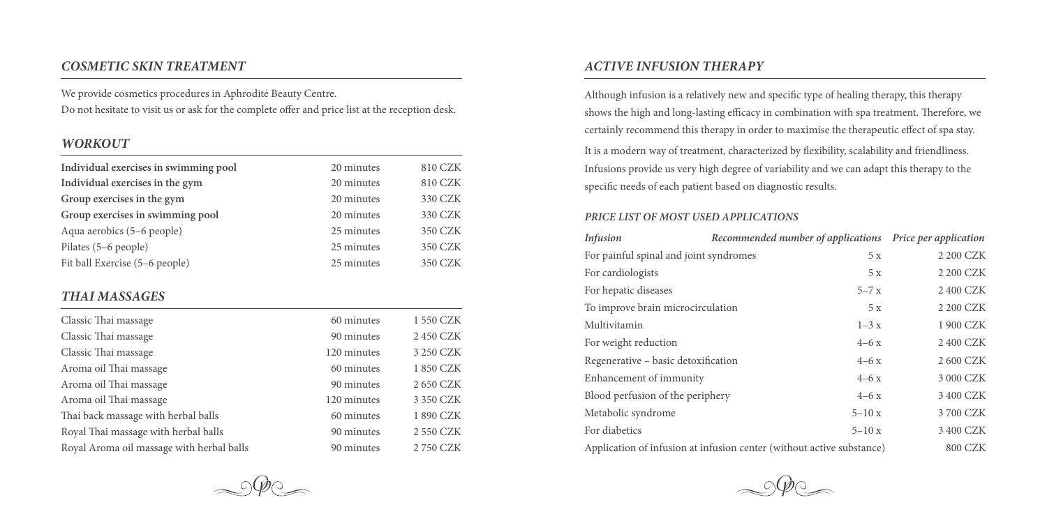## *COSMETIC SKIN TREATMENT*

We provide cosmetics procedures in Aphrodité Beauty Centre.
Do not hesitate to visit us or ask for the complete offer and price list at the reception desk.

## *WORKOUT*

| | | |
|---|---|---|
| **Individual exercises in swimming pool** | 20 minutes | 810 CZK |
| **Individual exercises in the gym** | 20 minutes | 810 CZK |
| **Group exercises in the gym** | 20 minutes | 330 CZK |
| **Group exercises in swimming pool** | 20 minutes | 330 CZK |
| Aqua aerobics (5–6 people) | 25 minutes | 350 CZK |
| Pilates (5–6 people) | 25 minutes | 350 CZK |
| Fit ball Exercise (5–6 people) | 25 minutes | 350 CZK |

## *THAI MASSAGES*

| | | |
|---|---|---|
| Classic Thai massage | 60 minutes | 1 550 CZK |
| Classic Thai massage | 90 minutes | 2 450 CZK |
| Classic Thai massage | 120 minutes | 3 250 CZK |
| Aroma oil Thai massage | 60 minutes | 1 850 CZK |
| Aroma oil Thai massage | 90 minutes | 2 650 CZK |
| Aroma oil Thai massage | 120 minutes | 3 350 CZK |
| Thai back massage with herbal balls | 60 minutes | 1 890 CZK |
| Royal Thai massage with herbal balls | 90 minutes | 2 550 CZK |
| Royal Aroma oil massage with herbal balls | 90 minutes | 2 750 CZK |

## *ACTIVE INFUSION THERAPY*

Although infusion is a relatively new and specific type of healing therapy, this therapy shows the high and long-lasting efficacy in combination with spa treatment. Therefore, we certainly recommend this therapy in order to maximise the therapeutic effect of spa stay.

It is a modern way of treatment, characterized by flexibility, scalability and friendliness. Infusions provide us very high degree of variability and we can adapt this therapy to the specific needs of each patient based on diagnostic results.

### *PRICE LIST OF MOST USED APPLICATIONS*

| *Infusion* | *Recommended number of applications* | *Price per application* |
|---|---|---|
| For painful spinal and joint syndromes | 5 x | 2 200 CZK |
| For cardiologists | 5 x | 2 200 CZK |
| For hepatic diseases | 5–7 x | 2 400 CZK |
| To improve brain microcirculation | 5 x | 2 200 CZK |
| Multivitamin | 1–3 x | 1 900 CZK |
| For weight reduction | 4–6 x | 2 400 CZK |
| Regenerative – basic detoxification | 4–6 x | 2 600 CZK |
| Enhancement of immunity | 4–6 x | 3 000 CZK |
| Blood perfusion of the periphery | 4–6 x | 3 400 CZK |
| Metabolic syndrome | 5–10 x | 3 700 CZK |
| For diabetics | 5–10 x | 3 400 CZK |
| Application of infusion at infusion center (without active substance) | | 800 CZK |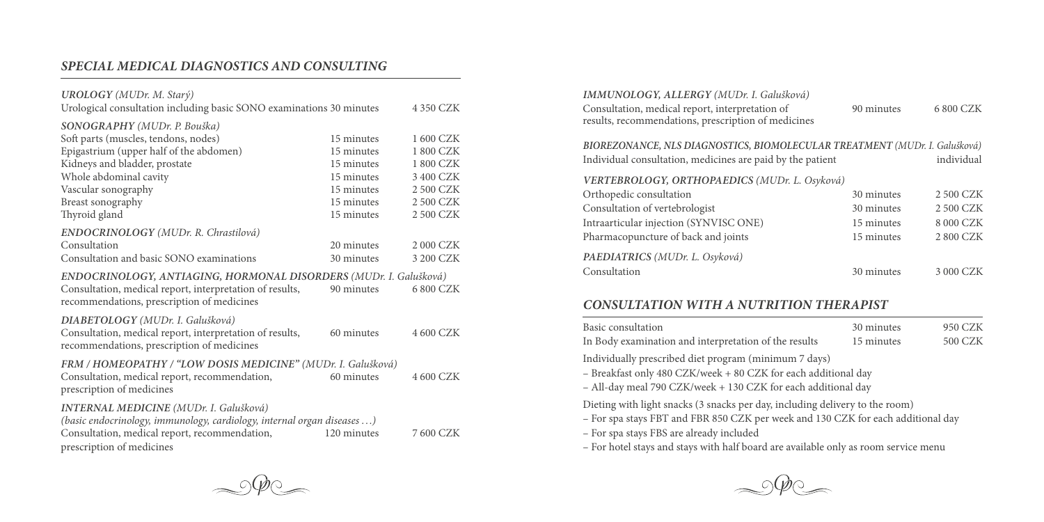## *SPECIAL MEDICAL DIAGNOSTICS AND CONSULTING*

***UROLOGY** (MUDr. M. Starý)*

| | | |
|---|---|---|
| Urological consultation including basic SONO examinations | 30 minutes | 4 350 CZK |

***SONOGRAPHY** (MUDr. P. Bouška)*

| | | |
|---|---|---|
| Soft parts (muscles, tendons, nodes) | 15 minutes | 1 600 CZK |
| Epigastrium (upper half of the abdomen) | 15 minutes | 1 800 CZK |
| Kidneys and bladder, prostate | 15 minutes | 1 800 CZK |
| Whole abdominal cavity | 15 minutes | 3 400 CZK |
| Vascular sonography | 15 minutes | 2 500 CZK |
| Breast sonography | 15 minutes | 2 500 CZK |
| Thyroid gland | 15 minutes | 2 500 CZK |

***ENDOCRINOLOGY** (MUDr. R. Chrastilová)*

| | | |
|---|---|---|
| Consultation | 20 minutes | 2 000 CZK |
| Consultation and basic SONO examinations | 30 minutes | 3 200 CZK |

***ENDOCRINOLOGY, ANTIAGING, HORMONAL DISORDERS** (MUDr. I. Galušková)*

| | | |
|---|---|---|
| Consultation, medical report, interpretation of results, recommendations, prescription of medicines | 90 minutes | 6 800 CZK |

***DIABETOLOGY** (MUDr. I. Galušková)*

| | | |
|---|---|---|
| Consultation, medical report, interpretation of results, recommendations, prescription of medicines | 60 minutes | 4 600 CZK |

***FRM / HOMEOPATHY / "LOW DOSIS MEDICINE"** (MUDr. I. Galušková)*

| | | |
|---|---|---|
| Consultation, medical report, recommendation, prescription of medicines | 60 minutes | 4 600 CZK |

***INTERNAL MEDICINE** (MUDr. I. Galušková)*

*(basic endocrinology, immunology, cardiology, internal organ diseases …)*

| | | |
|---|---|---|
| Consultation, medical report, recommendation, prescription of medicines | 120 minutes | 7 600 CZK |

***IMMUNOLOGY, ALLERGY** (MUDr. I. Galušková)*

| | | |
|---|---|---|
| Consultation, medical report, interpretation of results, recommendations, prescription of medicines | 90 minutes | 6 800 CZK |

***BIOREZONANCE, NLS DIAGNOSTICS, BIOMOLECULAR TREATMENT** (MUDr. I. Galušková)*

| | |
|---|---|
| Individual consultation, medicines are paid by the patient | individual |

***VERTEBROLOGY, ORTHOPAEDICS** (MUDr. L. Osyková)*

| | | |
|---|---|---|
| Orthopedic consultation | 30 minutes | 2 500 CZK |
| Consultation of vertebrologist | 30 minutes | 2 500 CZK |
| Intraarticular injection (SYNVISC ONE) | 15 minutes | 8 000 CZK |
| Pharmacopuncture of back and joints | 15 minutes | 2 800 CZK |

***PAEDIATRICS** (MUDr. L. Osyková)*

| | | |
|---|---|---|
| Consultation | 30 minutes | 3 000 CZK |

## *CONSULTATION WITH A NUTRITION THERAPIST*

| | | |
|---|---|---|
| Basic consultation | 30 minutes | 950 CZK |
| In Body examination and interpretation of the results | 15 minutes | 500 CZK |

Individually prescribed diet program (minimum 7 days)

- Breakfast only 480 CZK/week + 80 CZK for each additional day
- All-day meal 790 CZK/week + 130 CZK for each additional day

Dieting with light snacks (3 snacks per day, including delivery to the room)

- For spa stays FBT and FBR 850 CZK per week and 130 CZK for each additional day
- For spa stays FBS are already included
- For hotel stays and stays with half board are available only as room service menu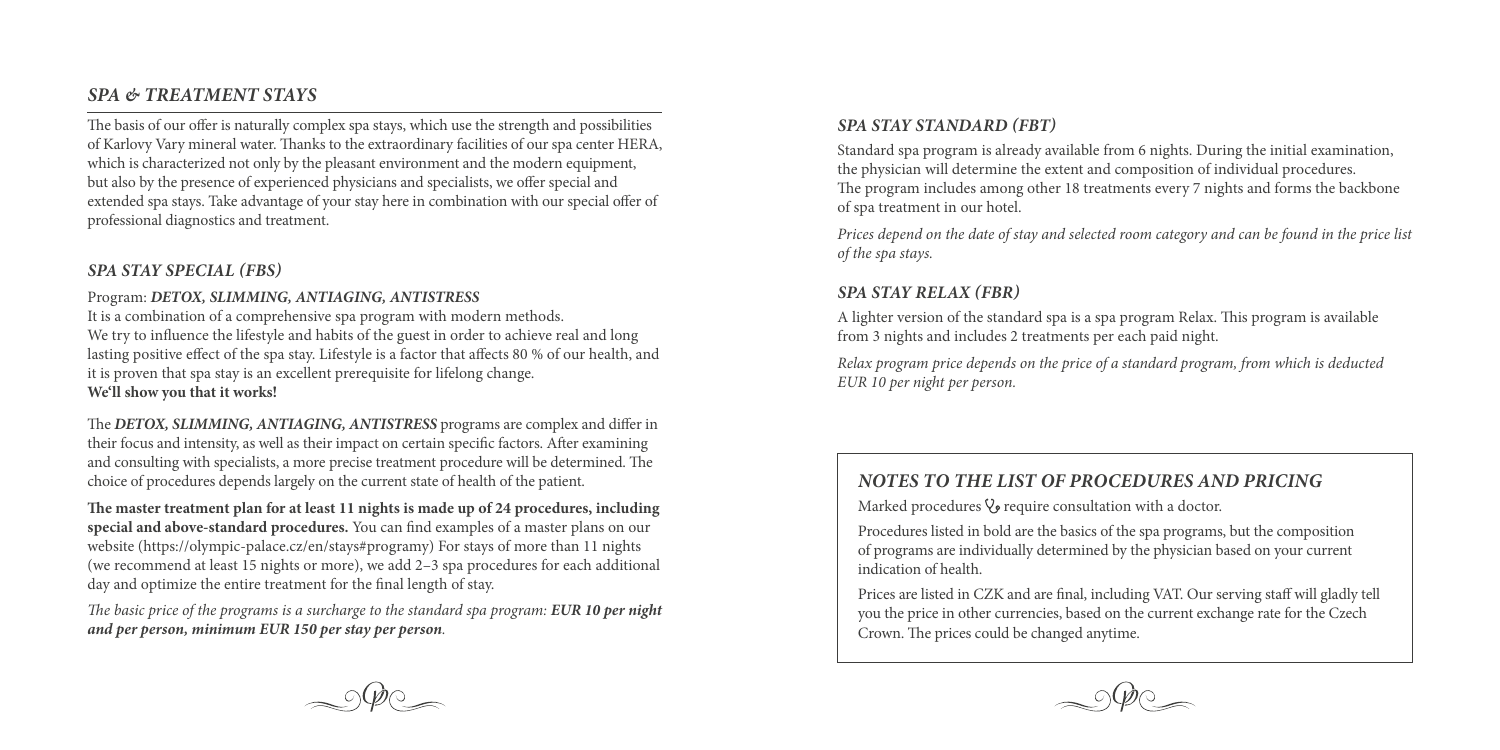## *SPA & TREATMENT STAYS*

The basis of our offer is naturally complex spa stays, which use the strength and possibilities of Karlovy Vary mineral water. Thanks to the extraordinary facilities of our spa center HERA, which is characterized not only by the pleasant environment and the modern equipment, but also by the presence of experienced physicians and specialists, we offer special and extended spa stays. Take advantage of your stay here in combination with our special offer of professional diagnostics and treatment.

### *SPA STAY SPECIAL (FBS)*

Program: ***DETOX, SLIMMING, ANTIAGING, ANTISTRESS***
It is a combination of a comprehensive spa program with modern methods.
We try to influence the lifestyle and habits of the guest in order to achieve real and long lasting positive effect of the spa stay. Lifestyle is a factor that affects 80 % of our health, and it is proven that spa stay is an excellent prerequisite for lifelong change.
**We'll show you that it works!**

The ***DETOX, SLIMMING, ANTIAGING, ANTISTRESS*** programs are complex and differ in their focus and intensity, as well as their impact on certain specific factors. After examining and consulting with specialists, a more precise treatment procedure will be determined. The choice of procedures depends largely on the current state of health of the patient.

**The master treatment plan for at least 11 nights is made up of 24 procedures, including special and above-standard procedures.** You can find examples of a master plans on our website (https://olympic-palace.cz/en/stays#programy) For stays of more than 11 nights (we recommend at least 15 nights or more), we add 2–3 spa procedures for each additional day and optimize the entire treatment for the final length of stay.

*The basic price of the programs is a surcharge to the standard spa program:* ***EUR 10 per night and per person, minimum EUR 150 per stay per person****.*

### *SPA STAY STANDARD (FBT)*

Standard spa program is already available from 6 nights. During the initial examination, the physician will determine the extent and composition of individual procedures. The program includes among other 18 treatments every 7 nights and forms the backbone of spa treatment in our hotel.

*Prices depend on the date of stay and selected room category and can be found in the price list of the spa stays.*

### *SPA STAY RELAX (FBR)*

A lighter version of the standard spa is a spa program Relax. This program is available from 3 nights and includes 2 treatments per each paid night.

*Relax program price depends on the price of a standard program, from which is deducted EUR 10 per night per person.*

## *NOTES TO THE LIST OF PROCEDURES AND PRICING*

Marked procedures ⚕ require consultation with a doctor.

Procedures listed in bold are the basics of the spa programs, but the composition of programs are individually determined by the physician based on your current indication of health.

Prices are listed in CZK and are final, including VAT. Our serving staff will gladly tell you the price in other currencies, based on the current exchange rate for the Czech Crown. The prices could be changed anytime.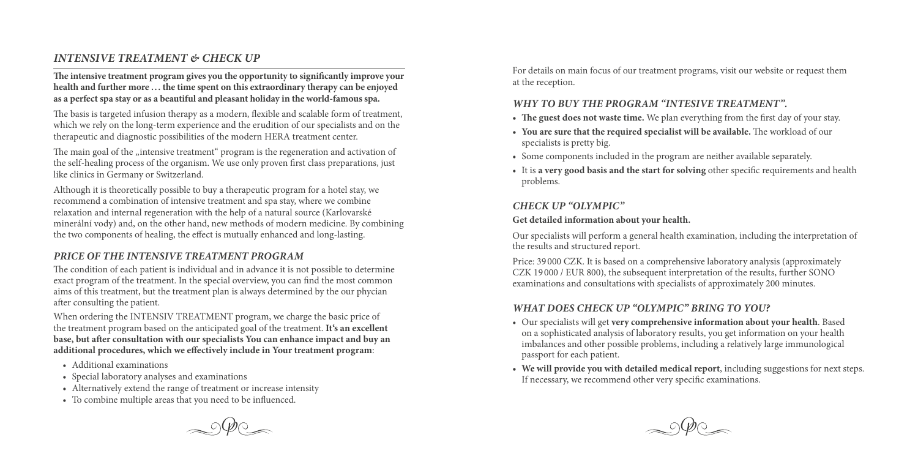## *INTENSIVE TREATMENT & CHECK UP*

**The intensive treatment program gives you the opportunity to significantly improve your health and further more … the time spent on this extraordinary therapy can be enjoyed as a perfect spa stay or as a beautiful and pleasant holiday in the world-famous spa.**

The basis is targeted infusion therapy as a modern, flexible and scalable form of treatment, which we rely on the long-term experience and the erudition of our specialists and on the therapeutic and diagnostic possibilities of the modern HERA treatment center.

The main goal of the „intensive treatment" program is the regeneration and activation of the self-healing process of the organism. We use only proven first class preparations, just like clinics in Germany or Switzerland.

Although it is theoretically possible to buy a therapeutic program for a hotel stay, we recommend a combination of intensive treatment and spa stay, where we combine relaxation and internal regeneration with the help of a natural source (Karlovarské minerální vody) and, on the other hand, new methods of modern medicine. By combining the two components of healing, the effect is mutually enhanced and long-lasting.

### *PRICE OF THE INTENSIVE TREATMENT PROGRAM*

The condition of each patient is individual and in advance it is not possible to determine exact program of the treatment. In the special overview, you can find the most common aims of this treatment, but the treatment plan is always determined by the our phycian after consulting the patient.

When ordering the INTENSIV TREATMENT program, we charge the basic price of the treatment program based on the anticipated goal of the treatment. **It's an excellent base, but after consultation with our specialists You can enhance impact and buy an additional procedures, which we effectively include in Your treatment program**:

- Additional examinations
- Special laboratory analyses and examinations
- Alternatively extend the range of treatment or increase intensity
- To combine multiple areas that you need to be influenced.

For details on main focus of our treatment programs, visit our website or request them at the reception.

### *WHY TO BUY THE PROGRAM "INTESIVE TREATMENT".*

- **The guest does not waste time.** We plan everything from the first day of your stay.
- **You are sure that the required specialist will be available.** The workload of our specialists is pretty big.
- Some components included in the program are neither available separately.
- It is **a very good basis and the start for solving** other specific requirements and health problems.

### *CHECK UP "OLYMPIC"*

**Get detailed information about your health.**

Our specialists will perform a general health examination, including the interpretation of the results and structured report.

Price: 39 000 CZK. It is based on a comprehensive laboratory analysis (approximately CZK 19 000 / EUR 800), the subsequent interpretation of the results, further SONO examinations and consultations with specialists of approximately 200 minutes.

### *WHAT DOES CHECK UP "OLYMPIC" BRING TO YOU?*

- Our specialists will get **very comprehensive information about your health**. Based on a sophisticated analysis of laboratory results, you get information on your health imbalances and other possible problems, including a relatively large immunological passport for each patient.
- **We will provide you with detailed medical report**, including suggestions for next steps. If necessary, we recommend other very specific examinations.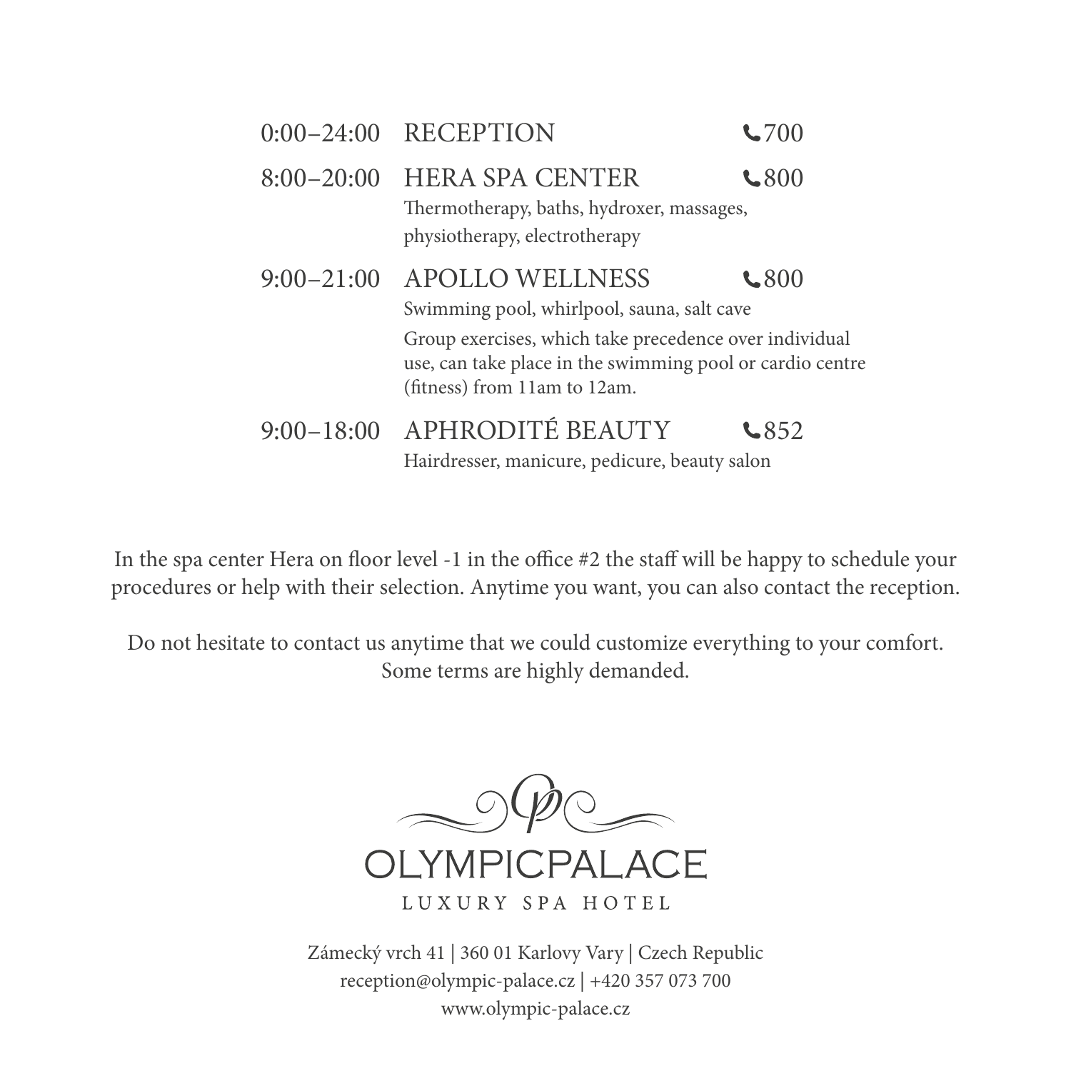| | | |
|---|---|---|
| 0:00–24:00 | RECEPTION | 700 |
| 8:00–20:00 | HERA SPA CENTER<br>Thermotherapy, baths, hydroxer, massages, physiotherapy, electrotherapy | 800 |
| 9:00–21:00 | APOLLO WELLNESS<br>Swimming pool, whirlpool, sauna, salt cave<br>Group exercises, which take precedence over individual use, can take place in the swimming pool or cardio centre (fitness) from 11am to 12am. | 800 |
| 9:00–18:00 | APHRODITÉ BEAUTY<br>Hairdresser, manicure, pedicure, beauty salon | 852 |

In the spa center Hera on floor level -1 in the office #2 the staff will be happy to schedule your procedures or help with their selection. Anytime you want, you can also contact the reception.

Do not hesitate to contact us anytime that we could customize everything to your comfort. Some terms are highly demanded.

OLYMPICPALACE

LUXURY SPA HOTEL

Zámecký vrch 41 | 360 01 Karlovy Vary | Czech Republic
reception@olympic-palace.cz | +420 357 073 700
www.olympic-palace.cz